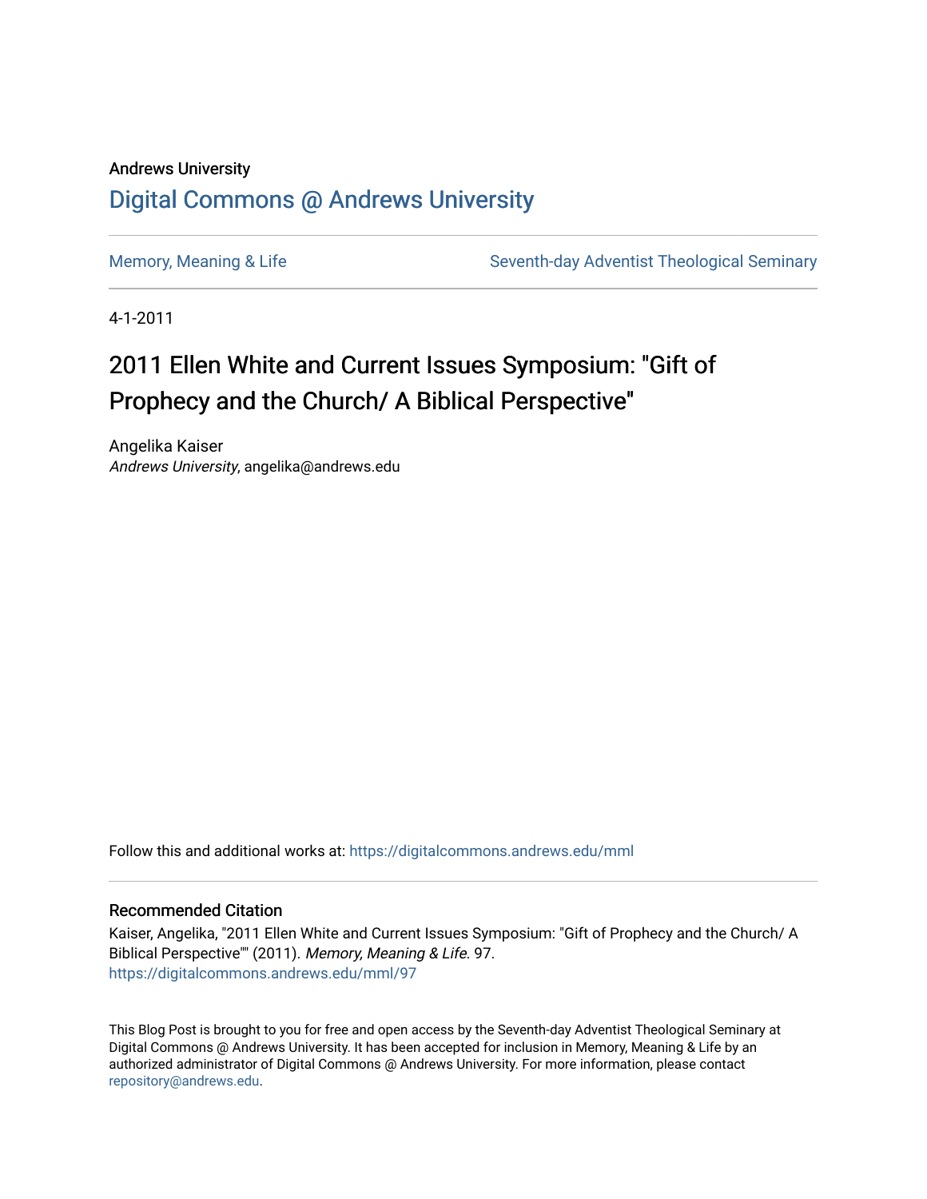Andrews University

# Digital Commons @ Andrews University

Memory, Meaning & Life | Seventh-day Adventist Theological Seminary

4-1-2011

## 2011 Ellen White and Current Issues Symposium: "Gift of Prophecy and the Church/ A Biblical Perspective"

Angelika Kaiser
*Andrews University*, angelika@andrews.edu

Follow this and additional works at: https://digitalcommons.andrews.edu/mml

### Recommended Citation

Kaiser, Angelika, "2011 Ellen White and Current Issues Symposium: "Gift of Prophecy and the Church/ A Biblical Perspective"" (2011). *Memory, Meaning & Life*. 97.
https://digitalcommons.andrews.edu/mml/97

This Blog Post is brought to you for free and open access by the Seventh-day Adventist Theological Seminary at Digital Commons @ Andrews University. It has been accepted for inclusion in Memory, Meaning & Life by an authorized administrator of Digital Commons @ Andrews University. For more information, please contact repository@andrews.edu.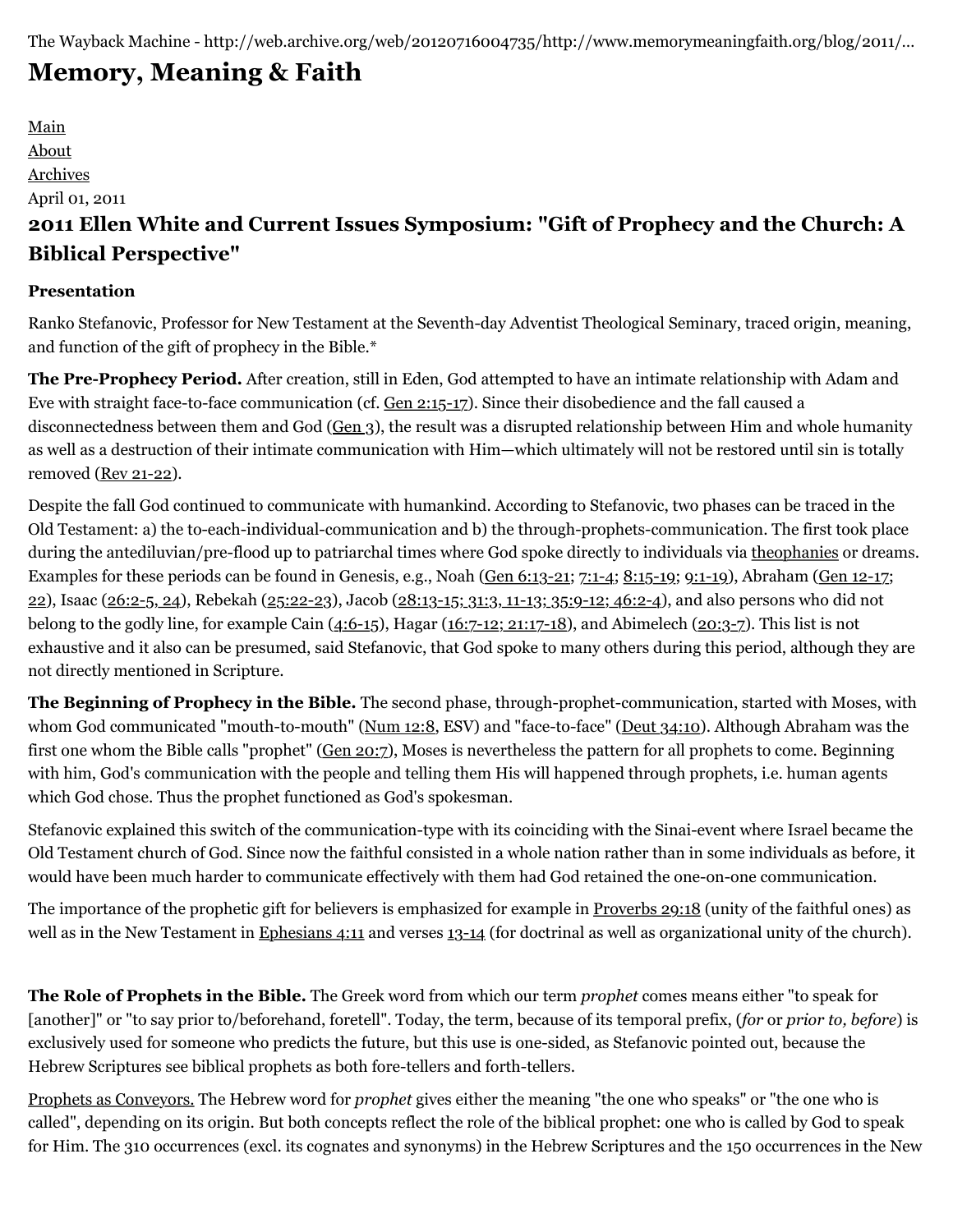The Wayback Machine - http://web.archive.org/web/20120716004735/http://www.memorymeaningfaith.org/blog/2011/...

# Memory, Meaning & Faith

Main
About
Archives

April 01, 2011

## 2011 Ellen White and Current Issues Symposium: "Gift of Prophecy and the Church: A Biblical Perspective"

**Presentation**

Ranko Stefanovic, Professor for New Testament at the Seventh-day Adventist Theological Seminary, traced origin, meaning, and function of the gift of prophecy in the Bible.*

**The Pre-Prophecy Period.** After creation, still in Eden, God attempted to have an intimate relationship with Adam and Eve with straight face-to-face communication (cf. Gen 2:15-17). Since their disobedience and the fall caused a disconnectedness between them and God (Gen 3), the result was a disrupted relationship between Him and whole humanity as well as a destruction of their intimate communication with Him—which ultimately will not be restored until sin is totally removed (Rev 21-22).

Despite the fall God continued to communicate with humankind. According to Stefanovic, two phases can be traced in the Old Testament: a) the to-each-individual-communication and b) the through-prophets-communication. The first took place during the antediluvian/pre-flood up to patriarchal times where God spoke directly to individuals via theophanies or dreams. Examples for these periods can be found in Genesis, e.g., Noah (Gen 6:13-21; 7:1-4; 8:15-19; 9:1-19), Abraham (Gen 12-17; 22), Isaac (26:2-5, 24), Rebekah (25:22-23), Jacob (28:13-15; 31:3, 11-13; 35:9-12; 46:2-4), and also persons who did not belong to the godly line, for example Cain (4:6-15), Hagar (16:7-12; 21:17-18), and Abimelech (20:3-7). This list is not exhaustive and it also can be presumed, said Stefanovic, that God spoke to many others during this period, although they are not directly mentioned in Scripture.

**The Beginning of Prophecy in the Bible.** The second phase, through-prophet-communication, started with Moses, with whom God communicated "mouth-to-mouth" (Num 12:8, ESV) and "face-to-face" (Deut 34:10). Although Abraham was the first one whom the Bible calls "prophet" (Gen 20:7), Moses is nevertheless the pattern for all prophets to come. Beginning with him, God's communication with the people and telling them His will happened through prophets, i.e. human agents which God chose. Thus the prophet functioned as God's spokesman.

Stefanovic explained this switch of the communication-type with its coinciding with the Sinai-event where Israel became the Old Testament church of God. Since now the faithful consisted in a whole nation rather than in some individuals as before, it would have been much harder to communicate effectively with them had God retained the one-on-one communication.

The importance of the prophetic gift for believers is emphasized for example in Proverbs 29:18 (unity of the faithful ones) as well as in the New Testament in Ephesians 4:11 and verses 13-14 (for doctrinal as well as organizational unity of the church).

**The Role of Prophets in the Bible.** The Greek word from which our term *prophet* comes means either "to speak for [another]" or "to say prior to/beforehand, foretell". Today, the term, because of its temporal prefix, (*for* or *prior to, before*) is exclusively used for someone who predicts the future, but this use is one-sided, as Stefanovic pointed out, because the Hebrew Scriptures see biblical prophets as both fore-tellers and forth-tellers.

Prophets as Conveyors. The Hebrew word for *prophet* gives either the meaning "the one who speaks" or "the one who is called", depending on its origin. But both concepts reflect the role of the biblical prophet: one who is called by God to speak for Him. The 310 occurrences (excl. its cognates and synonyms) in the Hebrew Scriptures and the 150 occurrences in the New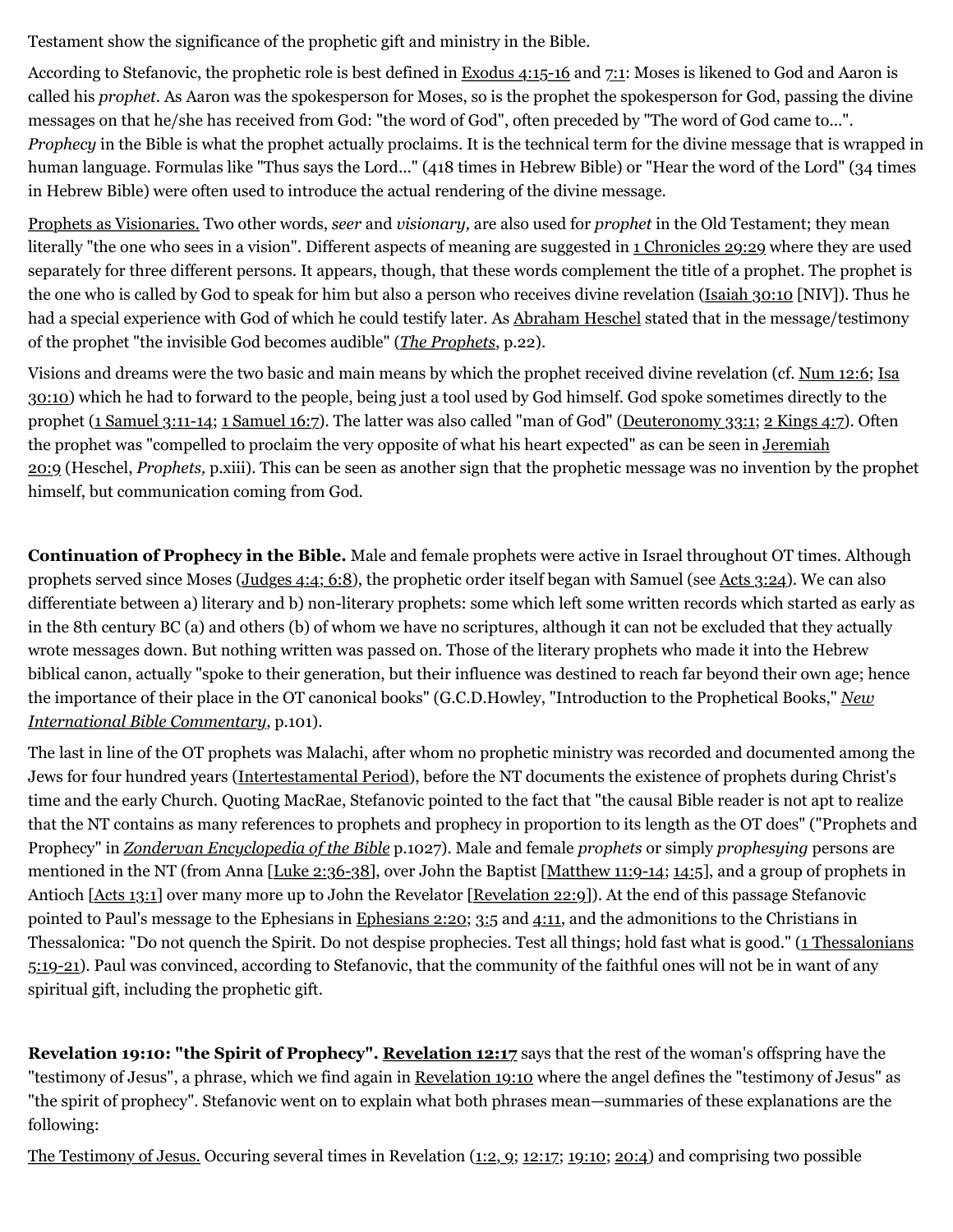Testament show the significance of the prophetic gift and ministry in the Bible.

According to Stefanovic, the prophetic role is best defined in Exodus 4:15-16 and 7:1: Moses is likened to God and Aaron is called his *prophet*. As Aaron was the spokesperson for Moses, so is the prophet the spokesperson for God, passing the divine messages on that he/she has received from God: "the word of God", often preceded by "The word of God came to...". *Prophecy* in the Bible is what the prophet actually proclaims. It is the technical term for the divine message that is wrapped in human language. Formulas like "Thus says the Lord..." (418 times in Hebrew Bible) or "Hear the word of the Lord" (34 times in Hebrew Bible) were often used to introduce the actual rendering of the divine message.

Prophets as Visionaries. Two other words, *seer* and *visionary,* are also used for *prophet* in the Old Testament; they mean literally "the one who sees in a vision". Different aspects of meaning are suggested in 1 Chronicles 29:29 where they are used separately for three different persons. It appears, though, that these words complement the title of a prophet. The prophet is the one who is called by God to speak for him but also a person who receives divine revelation (Isaiah 30:10 [NIV]). Thus he had a special experience with God of which he could testify later. As Abraham Heschel stated that in the message/testimony of the prophet "the invisible God becomes audible" (*The Prophets*, p.22).

Visions and dreams were the two basic and main means by which the prophet received divine revelation (cf. Num 12:6; Isa 30:10) which he had to forward to the people, being just a tool used by God himself. God spoke sometimes directly to the prophet (1 Samuel 3:11-14; 1 Samuel 16:7). The latter was also called "man of God" (Deuteronomy 33:1; 2 Kings 4:7). Often the prophet was "compelled to proclaim the very opposite of what his heart expected" as can be seen in Jeremiah 20:9 (Heschel, *Prophets,* p.xiii). This can be seen as another sign that the prophetic message was no invention by the prophet himself, but communication coming from God.

**Continuation of Prophecy in the Bible.** Male and female prophets were active in Israel throughout OT times. Although prophets served since Moses (Judges 4:4; 6:8), the prophetic order itself began with Samuel (see Acts 3:24). We can also differentiate between a) literary and b) non-literary prophets: some which left some written records which started as early as in the 8th century BC (a) and others (b) of whom we have no scriptures, although it can not be excluded that they actually wrote messages down. But nothing written was passed on. Those of the literary prophets who made it into the Hebrew biblical canon, actually "spoke to their generation, but their influence was destined to reach far beyond their own age; hence the importance of their place in the OT canonical books" (G.C.D.Howley, "Introduction to the Prophetical Books," *New International Bible Commentary,* p.101).

The last in line of the OT prophets was Malachi, after whom no prophetic ministry was recorded and documented among the Jews for four hundred years (Intertestamental Period), before the NT documents the existence of prophets during Christ's time and the early Church. Quoting MacRae, Stefanovic pointed to the fact that "the causal Bible reader is not apt to realize that the NT contains as many references to prophets and prophecy in proportion to its length as the OT does" ("Prophets and Prophecy" in *Zondervan Encyclopedia of the Bible* p.1027). Male and female *prophets* or simply *prophesying* persons are mentioned in the NT (from Anna [Luke 2:36-38], over John the Baptist [Matthew 11:9-14; 14:5], and a group of prophets in Antioch [Acts 13:1] over many more up to John the Revelator [Revelation 22:9]). At the end of this passage Stefanovic pointed to Paul's message to the Ephesians in Ephesians 2:20; 3:5 and 4:11, and the admonitions to the Christians in Thessalonica: "Do not quench the Spirit. Do not despise prophecies. Test all things; hold fast what is good." (1 Thessalonians 5:19-21). Paul was convinced, according to Stefanovic, that the community of the faithful ones will not be in want of any spiritual gift, including the prophetic gift.

**Revelation 19:10: "the Spirit of Prophecy". Revelation 12:17** says that the rest of the woman's offspring have the "testimony of Jesus", a phrase, which we find again in Revelation 19:10 where the angel defines the "testimony of Jesus" as "the spirit of prophecy". Stefanovic went on to explain what both phrases mean—summaries of these explanations are the following:

The Testimony of Jesus. Occuring several times in Revelation (1:2, 9; 12:17; 19:10; 20:4) and comprising two possible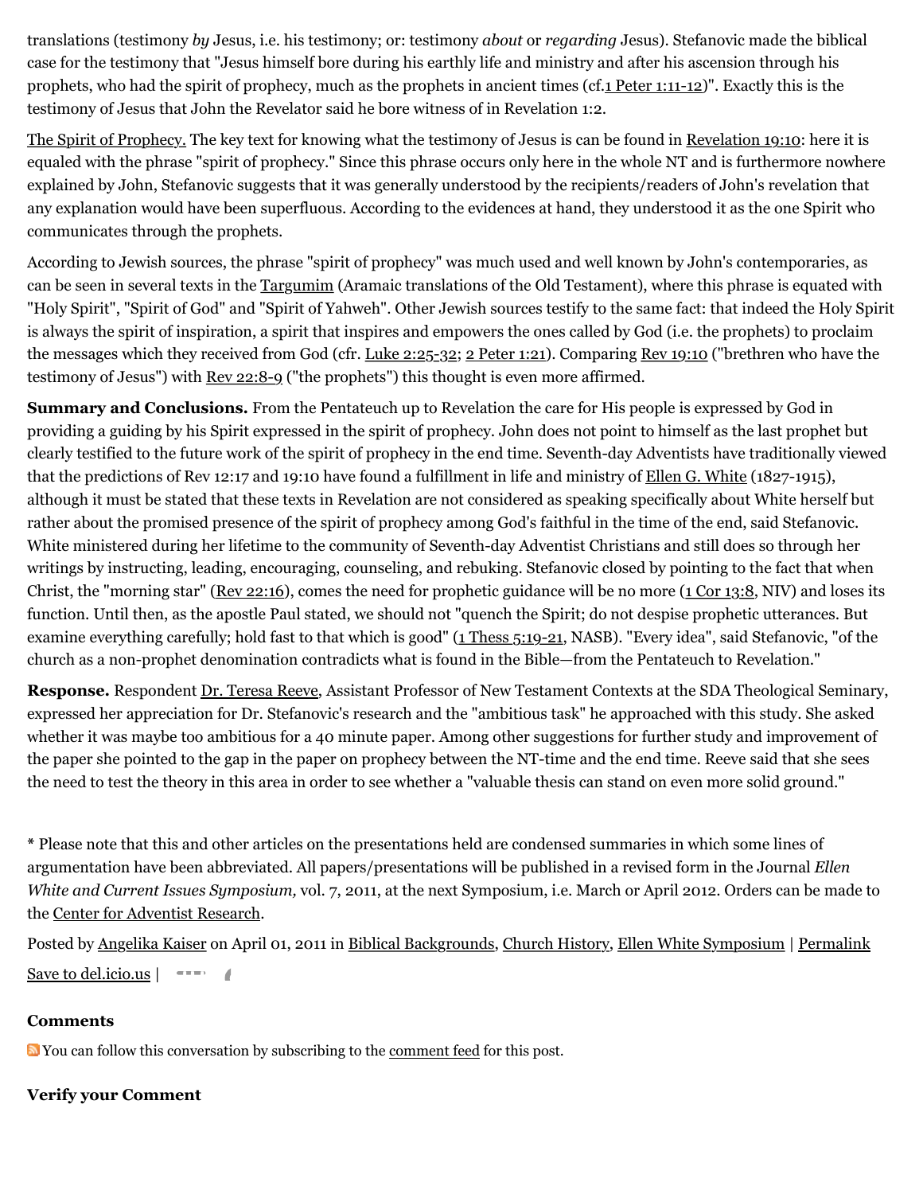translations (testimony *by* Jesus, i.e. his testimony; or: testimony *about* or *regarding* Jesus). Stefanovic made the biblical case for the testimony that "Jesus himself bore during his earthly life and ministry and after his ascension through his prophets, who had the spirit of prophecy, much as the prophets in ancient times (cf.1 Peter 1:11-12)". Exactly this is the testimony of Jesus that John the Revelator said he bore witness of in Revelation 1:2.

The Spirit of Prophecy. The key text for knowing what the testimony of Jesus is can be found in Revelation 19:10: here it is equaled with the phrase "spirit of prophecy." Since this phrase occurs only here in the whole NT and is furthermore nowhere explained by John, Stefanovic suggests that it was generally understood by the recipients/readers of John's revelation that any explanation would have been superfluous. According to the evidences at hand, they understood it as the one Spirit who communicates through the prophets.

According to Jewish sources, the phrase "spirit of prophecy" was much used and well known by John's contemporaries, as can be seen in several texts in the Targumim (Aramaic translations of the Old Testament), where this phrase is equated with "Holy Spirit", "Spirit of God" and "Spirit of Yahweh". Other Jewish sources testify to the same fact: that indeed the Holy Spirit is always the spirit of inspiration, a spirit that inspires and empowers the ones called by God (i.e. the prophets) to proclaim the messages which they received from God (cfr. Luke 2:25-32; 2 Peter 1:21). Comparing Rev 19:10 ("brethren who have the testimony of Jesus") with Rev 22:8-9 ("the prophets") this thought is even more affirmed.

**Summary and Conclusions.** From the Pentateuch up to Revelation the care for His people is expressed by God in providing a guiding by his Spirit expressed in the spirit of prophecy. John does not point to himself as the last prophet but clearly testified to the future work of the spirit of prophecy in the end time. Seventh-day Adventists have traditionally viewed that the predictions of Rev 12:17 and 19:10 have found a fulfillment in life and ministry of Ellen G. White (1827-1915), although it must be stated that these texts in Revelation are not considered as speaking specifically about White herself but rather about the promised presence of the spirit of prophecy among God's faithful in the time of the end, said Stefanovic. White ministered during her lifetime to the community of Seventh-day Adventist Christians and still does so through her writings by instructing, leading, encouraging, counseling, and rebuking. Stefanovic closed by pointing to the fact that when Christ, the "morning star" (Rev 22:16), comes the need for prophetic guidance will be no more (1 Cor 13:8, NIV) and loses its function. Until then, as the apostle Paul stated, we should not "quench the Spirit; do not despise prophetic utterances. But examine everything carefully; hold fast to that which is good" (1 Thess 5:19-21, NASB). "Every idea", said Stefanovic, "of the church as a non-prophet denomination contradicts what is found in the Bible—from the Pentateuch to Revelation."

**Response.** Respondent Dr. Teresa Reeve, Assistant Professor of New Testament Contexts at the SDA Theological Seminary, expressed her appreciation for Dr. Stefanovic's research and the "ambitious task" he approached with this study. She asked whether it was maybe too ambitious for a 40 minute paper. Among other suggestions for further study and improvement of the paper she pointed to the gap in the paper on prophecy between the NT-time and the end time. Reeve said that she sees the need to test the theory in this area in order to see whether a "valuable thesis can stand on even more solid ground."

* Please note that this and other articles on the presentations held are condensed summaries in which some lines of argumentation have been abbreviated. All papers/presentations will be published in a revised form in the Journal *Ellen White and Current Issues Symposium,* vol. 7, 2011, at the next Symposium, i.e. March or April 2012. Orders can be made to the Center for Adventist Research.

Posted by Angelika Kaiser on April 01, 2011 in Biblical Backgrounds, Church History, Ellen White Symposium | Permalink

Save to del.icio.us |

**Comments**

You can follow this conversation by subscribing to the comment feed for this post.

**Verify your Comment**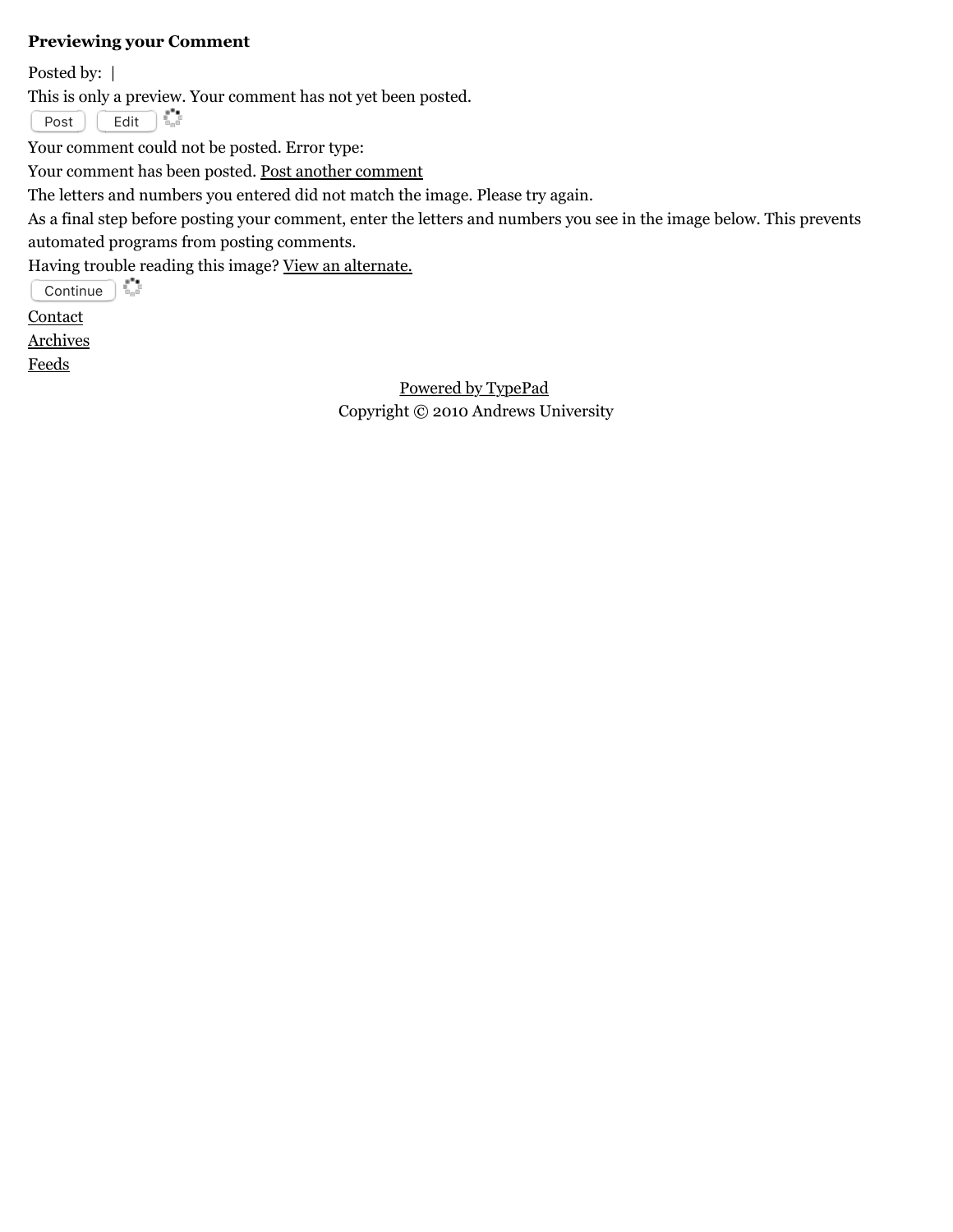**Previewing your Comment**

Posted by: |

This is only a preview. Your comment has not yet been posted.

Post Edit

Your comment could not be posted. Error type:

Your comment has been posted. Post another comment

The letters and numbers you entered did not match the image. Please try again.

As a final step before posting your comment, enter the letters and numbers you see in the image below. This prevents automated programs from posting comments.

Having trouble reading this image? View an alternate.

Continue

Contact

Archives

Feeds

Powered by TypePad

Copyright © 2010 Andrews University